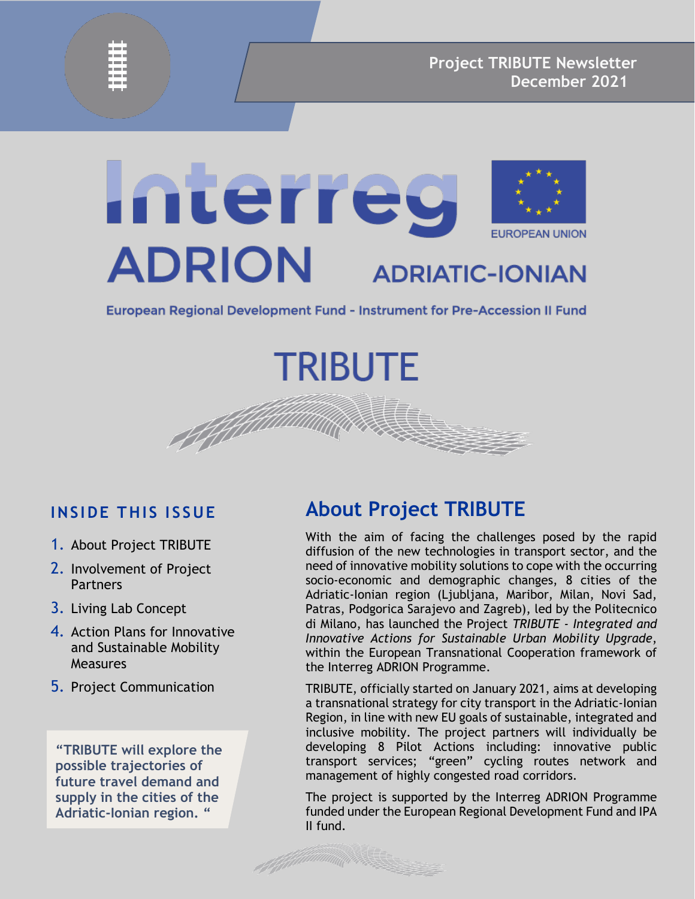Project TRIBUTE Newsletter
December 2021

Interreg ADRION ADRIATIC-IONIAN

EUROPEAN UNION

European Regional Development Fund - Instrument for Pre-Accession II Fund

# TRIBUTE

## INSIDE THIS ISSUE

1. About Project TRIBUTE
2. Involvement of Project Partners
3. Living Lab Concept
4. Action Plans for Innovative and Sustainable Mobility Measures
5. Project Communication

**"TRIBUTE will explore the possible trajectories of future travel demand and supply in the cities of the Adriatic-Ionian region. "**

## About Project TRIBUTE

With the aim of facing the challenges posed by the rapid diffusion of the new technologies in transport sector, and the need of innovative mobility solutions to cope with the occurring socio-economic and demographic changes, 8 cities of the Adriatic-Ionian region (Ljubljana, Maribor, Milan, Novi Sad, Patras, Podgorica Sarajevo and Zagreb), led by the Politecnico di Milano, has launched the Project *TRIBUTE - Integrated and Innovative Actions for Sustainable Urban Mobility Upgrade*, within the European Transnational Cooperation framework of the Interreg ADRION Programme.

TRIBUTE, officially started on January 2021, aims at developing a transnational strategy for city transport in the Adriatic-Ionian Region, in line with new EU goals of sustainable, integrated and inclusive mobility. The project partners will individually be developing 8 Pilot Actions including: innovative public transport services; "green" cycling routes network and management of highly congested road corridors.

The project is supported by the Interreg ADRION Programme funded under the European Regional Development Fund and IPA II fund.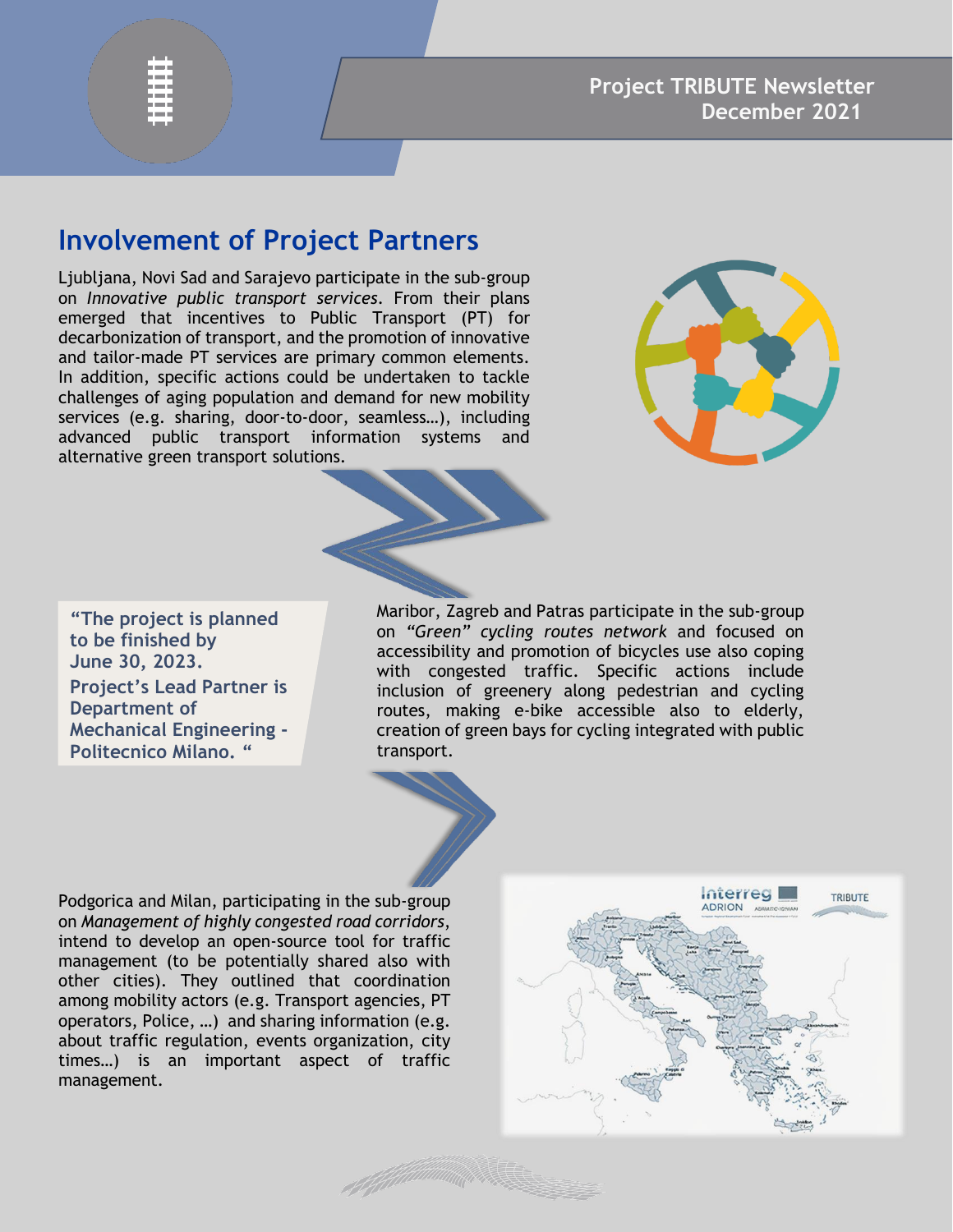## Involvement of Project Partners

Ljubljana, Novi Sad and Sarajevo participate in the sub-group on *Innovative public transport services*. From their plans emerged that incentives to Public Transport (PT) for decarbonization of transport, and the promotion of innovative and tailor-made PT services are primary common elements. In addition, specific actions could be undertaken to tackle challenges of aging population and demand for new mobility services (e.g. sharing, door-to-door, seamless…), including advanced public transport information systems and alternative green transport solutions.

**"The project is planned to be finished by June 30, 2023.**
**Project's Lead Partner is Department of Mechanical Engineering - Politecnico Milano. "**

Maribor, Zagreb and Patras participate in the sub-group on *"Green" cycling routes network* and focused on accessibility and promotion of bicycles use also coping with congested traffic. Specific actions include inclusion of greenery along pedestrian and cycling routes, making e-bike accessible also to elderly, creation of green bays for cycling integrated with public transport.

Podgorica and Milan, participating in the sub-group on *Management of highly congested road corridors*, intend to develop an open-source tool for traffic management (to be potentially shared also with other cities). They outlined that coordination among mobility actors (e.g. Transport agencies, PT operators, Police, …) and sharing information (e.g. about traffic regulation, events organization, city times…) is an important aspect of traffic management.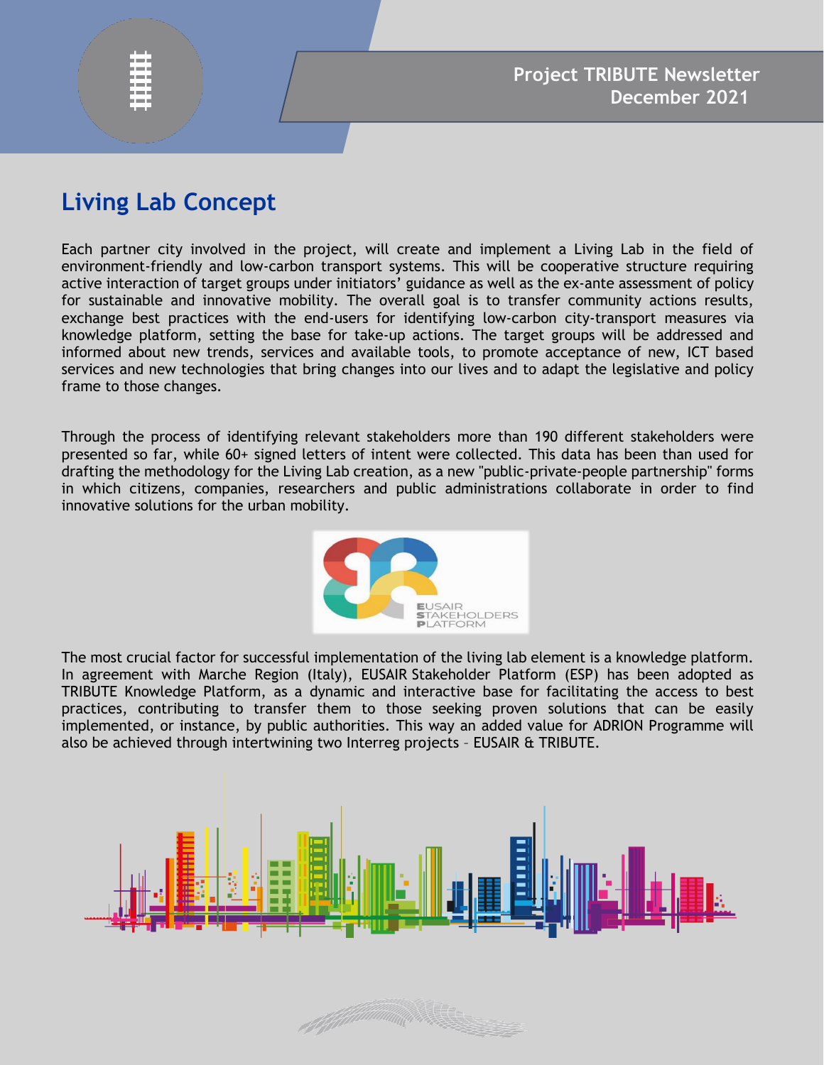# Living Lab Concept

Each partner city involved in the project, will create and implement a Living Lab in the field of environment-friendly and low-carbon transport systems. This will be cooperative structure requiring active interaction of target groups under initiators' guidance as well as the ex-ante assessment of policy for sustainable and innovative mobility. The overall goal is to transfer community actions results, exchange best practices with the end-users for identifying low-carbon city-transport measures via knowledge platform, setting the base for take-up actions. The target groups will be addressed and informed about new trends, services and available tools, to promote acceptance of new, ICT based services and new technologies that bring changes into our lives and to adapt the legislative and policy frame to those changes.

Through the process of identifying relevant stakeholders more than 190 different stakeholders were presented so far, while 60+ signed letters of intent were collected. This data has been than used for drafting the methodology for the Living Lab creation, as a new "public-private-people partnership" forms in which citizens, companies, researchers and public administrations collaborate in order to find innovative solutions for the urban mobility.

The most crucial factor for successful implementation of the living lab element is a knowledge platform. In agreement with Marche Region (Italy), EUSAIR Stakeholder Platform (ESP) has been adopted as TRIBUTE Knowledge Platform, as a dynamic and interactive base for facilitating the access to best practices, contributing to transfer them to those seeking proven solutions that can be easily implemented, or instance, by public authorities. This way an added value for ADRION Programme will also be achieved through intertwining two Interreg projects – EUSAIR & TRIBUTE.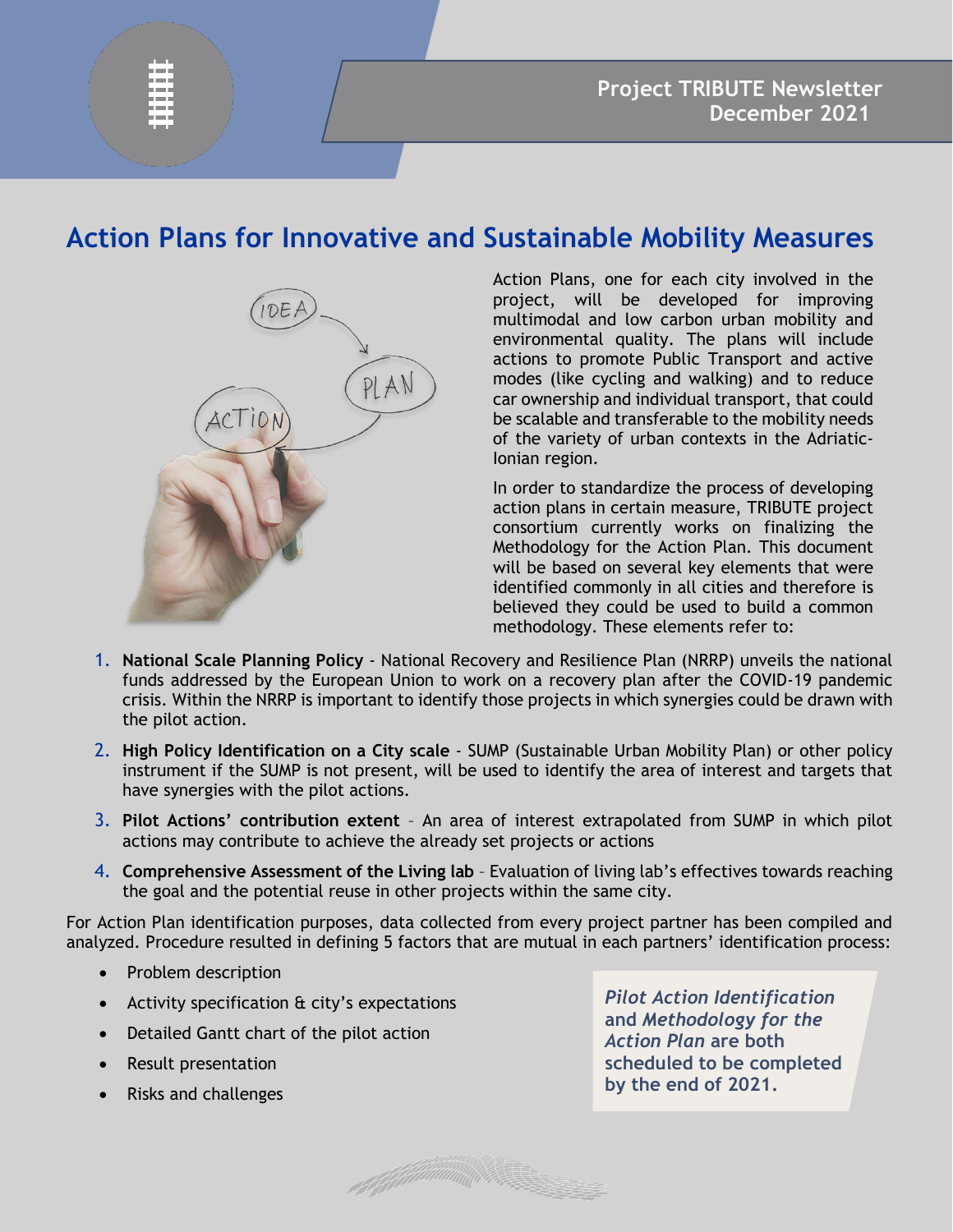# Action Plans for Innovative and Sustainable Mobility Measures

Action Plans, one for each city involved in the project, will be developed for improving multimodal and low carbon urban mobility and environmental quality. The plans will include actions to promote Public Transport and active modes (like cycling and walking) and to reduce car ownership and individual transport, that could be scalable and transferable to the mobility needs of the variety of urban contexts in the Adriatic-Ionian region.

In order to standardize the process of developing action plans in certain measure, TRIBUTE project consortium currently works on finalizing the Methodology for the Action Plan. This document will be based on several key elements that were identified commonly in all cities and therefore is believed they could be used to build a common methodology. These elements refer to:

1. **National Scale Planning Policy** - National Recovery and Resilience Plan (NRRP) unveils the national funds addressed by the European Union to work on a recovery plan after the COVID-19 pandemic crisis. Within the NRRP is important to identify those projects in which synergies could be drawn with the pilot action.
2. **High Policy Identification on a City scale** - SUMP (Sustainable Urban Mobility Plan) or other policy instrument if the SUMP is not present, will be used to identify the area of interest and targets that have synergies with the pilot actions.
3. **Pilot Actions' contribution extent** – An area of interest extrapolated from SUMP in which pilot actions may contribute to achieve the already set projects or actions
4. **Comprehensive Assessment of the Living lab** – Evaluation of living lab's effectives towards reaching the goal and the potential reuse in other projects within the same city.

For Action Plan identification purposes, data collected from every project partner has been compiled and analyzed. Procedure resulted in defining 5 factors that are mutual in each partners' identification process:

- Problem description
- Activity specification & city's expectations
- Detailed Gantt chart of the pilot action
- Result presentation
- Risks and challenges

***Pilot Action Identification*** **and** ***Methodology for the Action Plan*** **are both scheduled to be completed by the end of 2021.**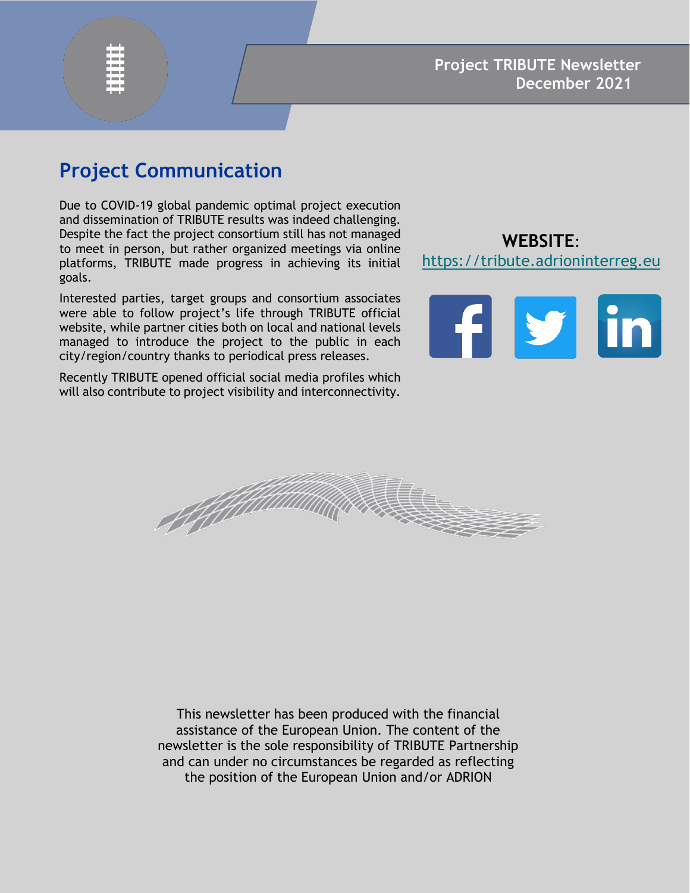Project TRIBUTE Newsletter
December 2021

## Project Communication

Due to COVID-19 global pandemic optimal project execution and dissemination of TRIBUTE results was indeed challenging. Despite the fact the project consortium still has not managed to meet in person, but rather organized meetings via online platforms, TRIBUTE made progress in achieving its initial goals.

Interested parties, target groups and consortium associates were able to follow project's life through TRIBUTE official website, while partner cities both on local and national levels managed to introduce the project to the public in each city/region/country thanks to periodical press releases.

Recently TRIBUTE opened official social media profiles which will also contribute to project visibility and interconnectivity.

**WEBSITE**: https://tribute.adrioninterreg.eu

This newsletter has been produced with the financial assistance of the European Union. The content of the newsletter is the sole responsibility of TRIBUTE Partnership and can under no circumstances be regarded as reflecting the position of the European Union and/or ADRION